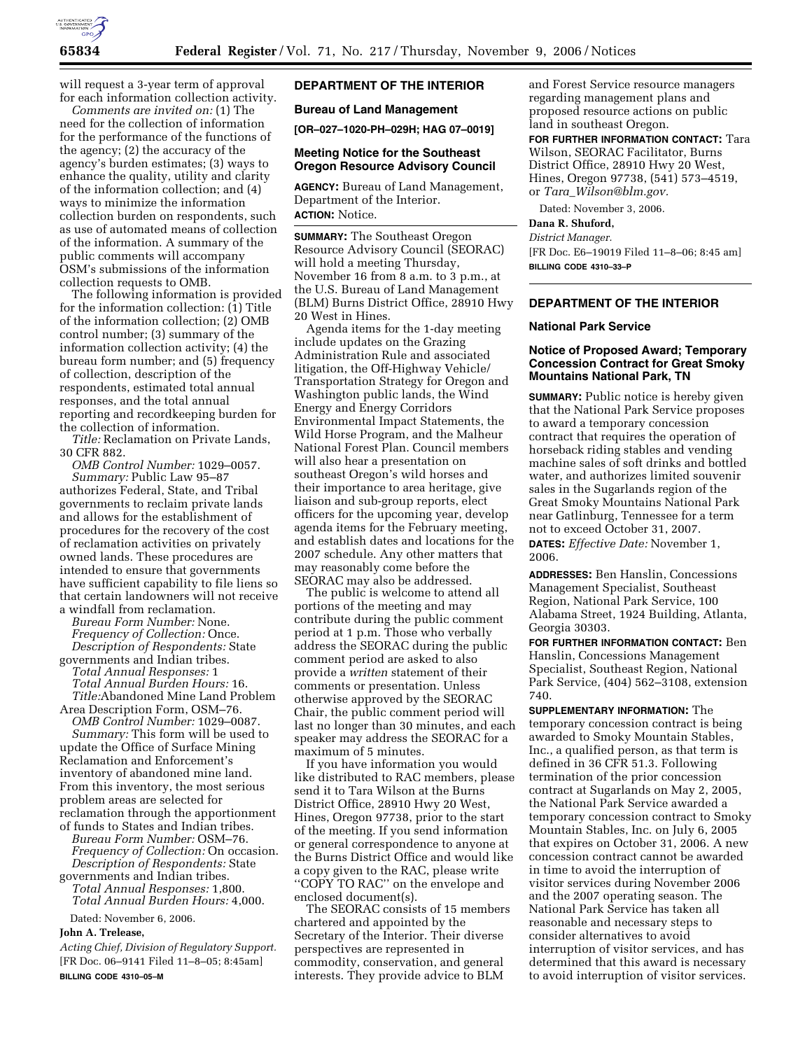will request a 3-year term of approval for each information collection activity.

*Comments are invited on:* (1) The need for the collection of information for the performance of the functions of the agency; (2) the accuracy of the agency's burden estimates; (3) ways to enhance the quality, utility and clarity of the information collection; and (4) ways to minimize the information collection burden on respondents, such as use of automated means of collection of the information. A summary of the public comments will accompany OSM's submissions of the information collection requests to OMB.

The following information is provided for the information collection: (1) Title of the information collection; (2) OMB control number; (3) summary of the information collection activity; (4) the bureau form number; and (5) frequency of collection, description of the respondents, estimated total annual responses, and the total annual reporting and recordkeeping burden for the collection of information.

*Title:* Reclamation on Private Lands, 30 CFR 882.

*OMB Control Number:* 1029–0057.

*Summary:* Public Law 95–87 authorizes Federal, State, and Tribal governments to reclaim private lands and allows for the establishment of procedures for the recovery of the cost of reclamation activities on privately owned lands. These procedures are intended to ensure that governments have sufficient capability to file liens so that certain landowners will not receive a windfall from reclamation.

*Bureau Form Number:* None.

*Frequency of Collection:* Once.

*Description of Respondents:* State governments and Indian tribes.

*Total Annual Responses:* 1

*Total Annual Burden Hours:* 16.

*Title:*Abandoned Mine Land Problem Area Description Form, OSM–76.

*OMB Control Number:* 1029–0087.

*Summary:* This form will be used to update the Office of Surface Mining Reclamation and Enforcement's inventory of abandoned mine land. From this inventory, the most serious problem areas are selected for reclamation through the apportionment of funds to States and Indian tribes.

*Bureau Form Number:* OSM–76.

*Frequency of Collection:* On occasion.

*Description of Respondents:* State governments and Indian tribes.

*Total Annual Responses:* 1,800.

*Total Annual Burden Hours:* 4,000.

Dated: November 6, 2006.

**John A. Trelease,**

*Acting Chief, Division of Regulatory Support.*

[FR Doc. 06–9141 Filed 11–8–05; 8:45am]

**BILLING CODE 4310–05–M**

---

## DEPARTMENT OF THE INTERIOR

### Bureau of Land Management

**[OR–027–1020-PH–029H; HAG 07–0019]**

### Meeting Notice for the Southeast Oregon Resource Advisory Council

**AGENCY:** Bureau of Land Management, Department of the Interior.

**ACTION:** Notice.

**SUMMARY:** The Southeast Oregon Resource Advisory Council (SEORAC) will hold a meeting Thursday, November 16 from 8 a.m. to 3 p.m., at the U.S. Bureau of Land Management (BLM) Burns District Office, 28910 Hwy 20 West in Hines.

Agenda items for the 1-day meeting include updates on the Grazing Administration Rule and associated litigation, the Off-Highway Vehicle/ Transportation Strategy for Oregon and Washington public lands, the Wind Energy and Energy Corridors Environmental Impact Statements, the Wild Horse Program, and the Malheur National Forest Plan. Council members will also hear a presentation on southeast Oregon's wild horses and their importance to area heritage, give liaison and sub-group reports, elect officers for the upcoming year, develop agenda items for the February meeting, and establish dates and locations for the 2007 schedule. Any other matters that may reasonably come before the SEORAC may also be addressed.

The public is welcome to attend all portions of the meeting and may contribute during the public comment period at 1 p.m. Those who verbally address the SEORAC during the public comment period are asked to also provide a *written* statement of their comments or presentation. Unless otherwise approved by the SEORAC Chair, the public comment period will last no longer than 30 minutes, and each speaker may address the SEORAC for a maximum of 5 minutes.

If you have information you would like distributed to RAC members, please send it to Tara Wilson at the Burns District Office, 28910 Hwy 20 West, Hines, Oregon 97738, prior to the start of the meeting. If you send information or general correspondence to anyone at the Burns District Office and would like a copy given to the RAC, please write ''COPY TO RAC'' on the envelope and enclosed document(s).

The SEORAC consists of 15 members chartered and appointed by the Secretary of the Interior. Their diverse perspectives are represented in commodity, conservation, and general interests. They provide advice to BLM and Forest Service resource managers regarding management plans and proposed resource actions on public land in southeast Oregon.

**FOR FURTHER INFORMATION CONTACT:** Tara Wilson, SEORAC Facilitator, Burns District Office, 28910 Hwy 20 West, Hines, Oregon 97738, (541) 573–4519, or *Tara_Wilson@blm.gov.*

Dated: November 3, 2006.

**Dana R. Shuford,**

*District Manager.*

[FR Doc. E6–19019 Filed 11–8–06; 8:45 am]

**BILLING CODE 4310–33–P**

---

## DEPARTMENT OF THE INTERIOR

### National Park Service

### Notice of Proposed Award; Temporary Concession Contract for Great Smoky Mountains National Park, TN

**SUMMARY:** Public notice is hereby given that the National Park Service proposes to award a temporary concession contract that requires the operation of horseback riding stables and vending machine sales of soft drinks and bottled water, and authorizes limited souvenir sales in the Sugarlands region of the Great Smoky Mountains National Park near Gatlinburg, Tennessee for a term not to exceed October 31, 2007.

**DATES:** *Effective Date:* November 1, 2006.

**ADDRESSES:** Ben Hanslin, Concessions Management Specialist, Southeast Region, National Park Service, 100 Alabama Street, 1924 Building, Atlanta, Georgia 30303.

**FOR FURTHER INFORMATION CONTACT:** Ben Hanslin, Concessions Management Specialist, Southeast Region, National Park Service, (404) 562–3108, extension 740.

**SUPPLEMENTARY INFORMATION:** The temporary concession contract is being awarded to Smoky Mountain Stables, Inc., a qualified person, as that term is defined in 36 CFR 51.3. Following termination of the prior concession contract at Sugarlands on May 2, 2005, the National Park Service awarded a temporary concession contract to Smoky Mountain Stables, Inc. on July 6, 2005 that expires on October 31, 2006. A new concession contract cannot be awarded in time to avoid the interruption of visitor services during November 2006 and the 2007 operating season. The National Park Service has taken all reasonable and necessary steps to consider alternatives to avoid interruption of visitor services, and has determined that this award is necessary to avoid interruption of visitor services.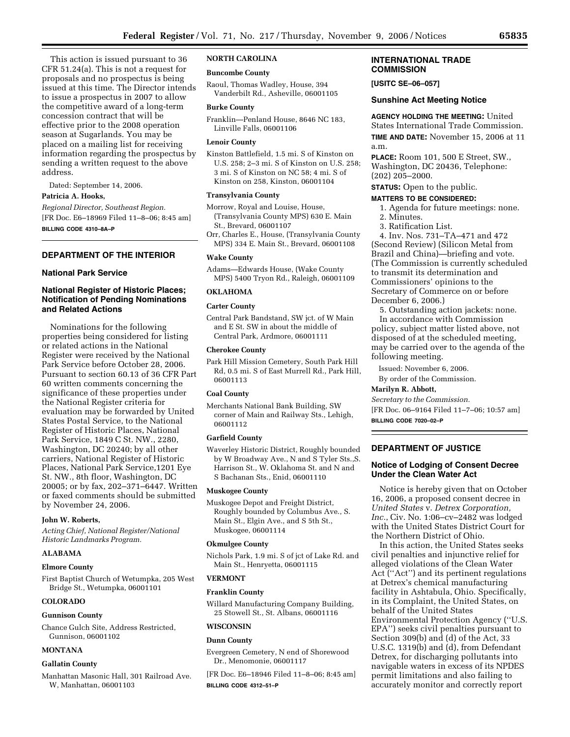This action is issued pursuant to 36 CFR 51.24(a). This is not a request for proposals and no prospectus is being issued at this time. The Director intends to issue a prospectus in 2007 to allow the competitive award of a long-term concession contract that will be effective prior to the 2008 operation season at Sugarlands. You may be placed on a mailing list for receiving information regarding the prospectus by sending a written request to the above address.

Dated: September 14, 2006.

**Patricia A. Hooks,**

*Regional Director, Southeast Region.*

[FR Doc. E6–18969 Filed 11–8–06; 8:45 am]

**BILLING CODE 4310–8A–P**

## DEPARTMENT OF THE INTERIOR

### National Park Service

### National Register of Historic Places; Notification of Pending Nominations and Related Actions

Nominations for the following properties being considered for listing or related actions in the National Register were received by the National Park Service before October 28, 2006. Pursuant to section 60.13 of 36 CFR Part 60 written comments concerning the significance of these properties under the National Register criteria for evaluation may be forwarded by United States Postal Service, to the National Register of Historic Places, National Park Service, 1849 C St. NW., 2280, Washington, DC 20240; by all other carriers, National Register of Historic Places, National Park Service,1201 Eye St. NW., 8th floor, Washington, DC 20005; or by fax, 202–371–6447. Written or faxed comments should be submitted by November 24, 2006.

**John W. Roberts,**

*Acting Chief, National Register/National Historic Landmarks Program.*

**ALABAMA**

**Elmore County**

First Baptist Church of Wetumpka, 205 West Bridge St., Wetumpka, 06001101

**COLORADO**

**Gunnison County**

Chance Gulch Site, Address Restricted, Gunnison, 06001102

**MONTANA**

**Gallatin County**

Manhattan Masonic Hall, 301 Railroad Ave. W, Manhattan, 06001103

**NORTH CAROLINA**

**Buncombe County**

Raoul, Thomas Wadley, House, 394 Vanderbilt Rd., Asheville, 06001105

**Burke County**

Franklin—Penland House, 8646 NC 183, Linville Falls, 06001106

**Lenoir County**

Kinston Battlefield, 1.5 mi. S of Kinston on U.S. 258; 2–3 mi. S of Kinston on U.S. 258; 3 mi. S of Kinston on NC 58; 4 mi. S of Kinston on 258, Kinston, 06001104

**Transylvania County**

Morrow, Royal and Louise, House, (Transylvania County MPS) 630 E. Main St., Brevard, 06001107

Orr, Charles E., House, (Transylvania County MPS) 334 E. Main St., Brevard, 06001108

**Wake County**

Adams—Edwards House, (Wake County MPS) 5400 Tryon Rd., Raleigh, 06001109

**OKLAHOMA**

**Carter County**

Central Park Bandstand, SW jct. of W Main and E St. SW in about the middle of Central Park, Ardmore, 06001111

**Cherokee County**

Park Hill Mission Cemetery, South Park Hill Rd, 0.5 mi. S of East Murrell Rd., Park Hill, 06001113

**Coal County**

Merchants National Bank Building, SW corner of Main and Railway Sts., Lehigh, 06001112

**Garfield County**

Waverley Historic District, Roughly bounded by W Broadway Ave., N and S Tyler Sts.,S. Harrison St., W. Oklahoma St. and N and S Bachanan Sts., Enid, 06001110

**Muskogee County**

Muskogee Depot and Freight District, Roughly bounded by Columbus Ave., S. Main St., Elgin Ave., and S 5th St., Muskogee, 06001114

**Okmulgee County**

Nichols Park, 1.9 mi. S of jct of Lake Rd. and Main St., Henryetta, 06001115

**VERMONT**

**Franklin County**

Willard Manufacturing Company Building, 25 Stowell St., St. Albans, 06001116

**WISCONSIN**

**Dunn County**

Evergreen Cemetery, N end of Shorewood Dr., Menomonie, 06001117

[FR Doc. E6–18946 Filed 11–8–06; 8:45 am]

**BILLING CODE 4312–51–P**

## INTERNATIONAL TRADE COMMISSION

**[USITC SE–06–057]**

### Sunshine Act Meeting Notice

**AGENCY HOLDING THE MEETING:** United States International Trade Commission.

**TIME AND DATE:** November 15, 2006 at 11 a.m.

**PLACE:** Room 101, 500 E Street, SW., Washington, DC 20436, Telephone: (202) 205–2000.

**STATUS:** Open to the public.

**MATTERS TO BE CONSIDERED:**

1. Agenda for future meetings: none.
2. Minutes.
3. Ratification List.
4. Inv. Nos. 731–TA–471 and 472 (Second Review) (Silicon Metal from Brazil and China)—briefing and vote. (The Commission is currently scheduled to transmit its determination and Commissioners' opinions to the Secretary of Commerce on or before December 6, 2006.)
5. Outstanding action jackets: none.

In accordance with Commission policy, subject matter listed above, not disposed of at the scheduled meeting, may be carried over to the agenda of the following meeting.

Issued: November 6, 2006.

By order of the Commission.

**Marilyn R. Abbott,**

*Secretary to the Commission.*

[FR Doc. 06–9164 Filed 11–7–06; 10:57 am]

**BILLING CODE 7020–02–P**

## DEPARTMENT OF JUSTICE

### Notice of Lodging of Consent Decree Under the Clean Water Act

Notice is hereby given that on October 16, 2006, a proposed consent decree in *United States* v. *Detrex Corporation, Inc.*, Civ. No. 1:06–cv–2482 was lodged with the United States District Court for the Northern District of Ohio.

In this action, the United States seeks civil penalties and injunctive relief for alleged violations of the Clean Water Act (''Act'') and its pertinent regulations at Detrex's chemical manufacturing facility in Ashtabula, Ohio. Specifically, in its Complaint, the United States, on behalf of the United States Environmental Protection Agency (''U.S. EPA'') seeks civil penalties pursuant to Section 309(b) and (d) of the Act, 33 U.S.C. 1319(b) and (d), from Defendant Detrex, for discharging pollutants into navigable waters in excess of its NPDES permit limitations and also failing to accurately monitor and correctly report